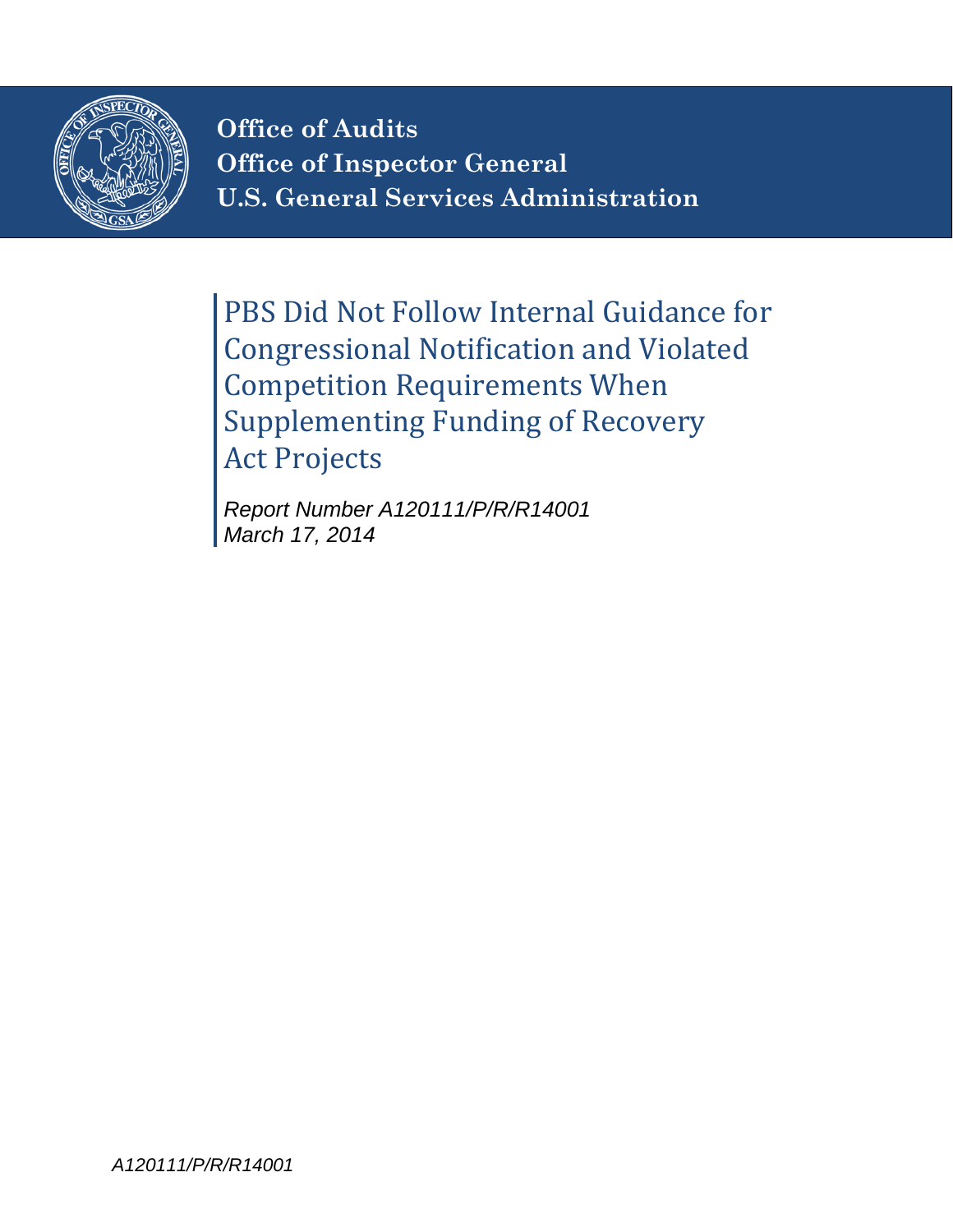**Office of Audits**
**Office of Inspector General**
**U.S. General Services Administration**

# PBS Did Not Follow Internal Guidance for Congressional Notification and Violated Competition Requirements When Supplementing Funding of Recovery Act Projects

*Report Number A120111/P/R/R14001*
*March 17, 2014*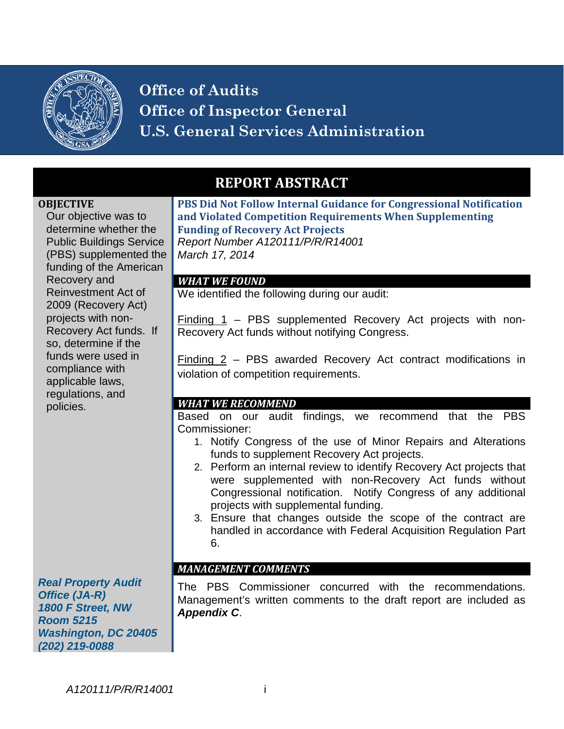**Office of Audits**
**Office of Inspector General**
**U.S. General Services Administration**

# REPORT ABSTRACT

## PBS Did Not Follow Internal Guidance for Congressional Notification and Violated Competition Requirements When Supplementing Funding of Recovery Act Projects

*Report Number A120111/P/R/R14001*
*March 17, 2014*

### OBJECTIVE

Our objective was to determine whether the Public Buildings Service (PBS) supplemented the funding of the American Recovery and Reinvestment Act of 2009 (Recovery Act) projects with non-Recovery Act funds. If so, determine if the funds were used in compliance with applicable laws, regulations, and policies.

### WHAT WE FOUND

We identified the following during our audit:

Finding 1 – PBS supplemented Recovery Act projects with non-Recovery Act funds without notifying Congress.

Finding 2 – PBS awarded Recovery Act contract modifications in violation of competition requirements.

### WHAT WE RECOMMEND

Based on our audit findings, we recommend that the PBS Commissioner:

1. Notify Congress of the use of Minor Repairs and Alterations funds to supplement Recovery Act projects.
2. Perform an internal review to identify Recovery Act projects that were supplemented with non-Recovery Act funds without Congressional notification. Notify Congress of any additional projects with supplemental funding.
3. Ensure that changes outside the scope of the contract are handled in accordance with Federal Acquisition Regulation Part 6.

### MANAGEMENT COMMENTS

The PBS Commissioner concurred with the recommendations. Management's written comments to the draft report are included as ***Appendix C***.

***Real Property Audit Office (JA-R)***
***1800 F Street, NW***
***Room 5215***
***Washington, DC 20405***
***(202) 219-0088***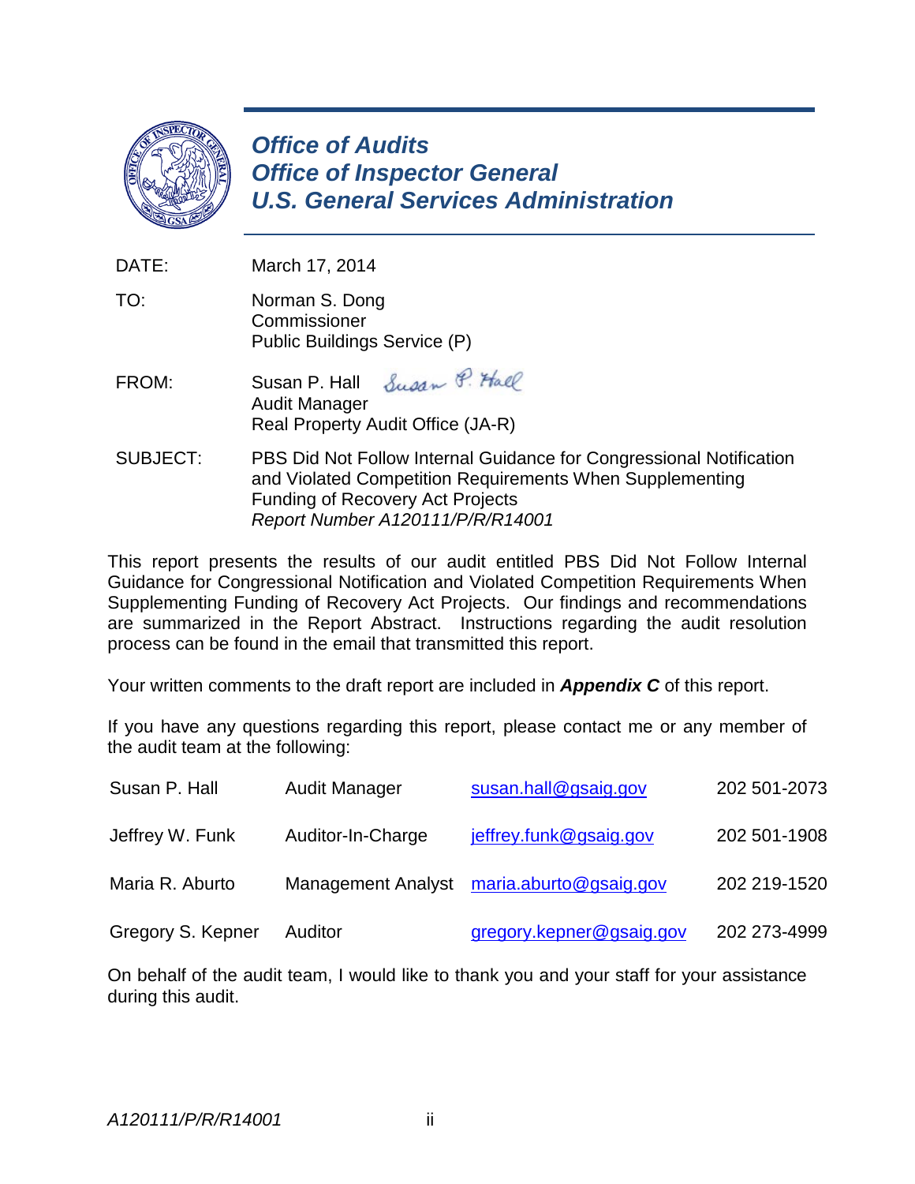# *Office of Audits*
# *Office of Inspector General*
# *U.S. General Services Administration*

| | |
|---|---|
| DATE: | March 17, 2014 |
| TO: | Norman S. Dong<br>Commissioner<br>Public Buildings Service (P) |
| FROM: | Susan P. Hall<br>Audit Manager<br>Real Property Audit Office (JA-R) |
| SUBJECT: | PBS Did Not Follow Internal Guidance for Congressional Notification and Violated Competition Requirements When Supplementing Funding of Recovery Act Projects<br>*Report Number A120111/P/R/R14001* |

This report presents the results of our audit entitled PBS Did Not Follow Internal Guidance for Congressional Notification and Violated Competition Requirements When Supplementing Funding of Recovery Act Projects. Our findings and recommendations are summarized in the Report Abstract. Instructions regarding the audit resolution process can be found in the email that transmitted this report.

Your written comments to the draft report are included in ***Appendix C*** of this report.

If you have any questions regarding this report, please contact me or any member of the audit team at the following:

| | | | |
|---|---|---|---|
| Susan P. Hall | Audit Manager | susan.hall@gsaig.gov | 202 501-2073 |
| Jeffrey W. Funk | Auditor-In-Charge | jeffrey.funk@gsaig.gov | 202 501-1908 |
| Maria R. Aburto | Management Analyst | maria.aburto@gsaig.gov | 202 219-1520 |
| Gregory S. Kepner | Auditor | gregory.kepner@gsaig.gov | 202 273-4999 |

On behalf of the audit team, I would like to thank you and your staff for your assistance during this audit.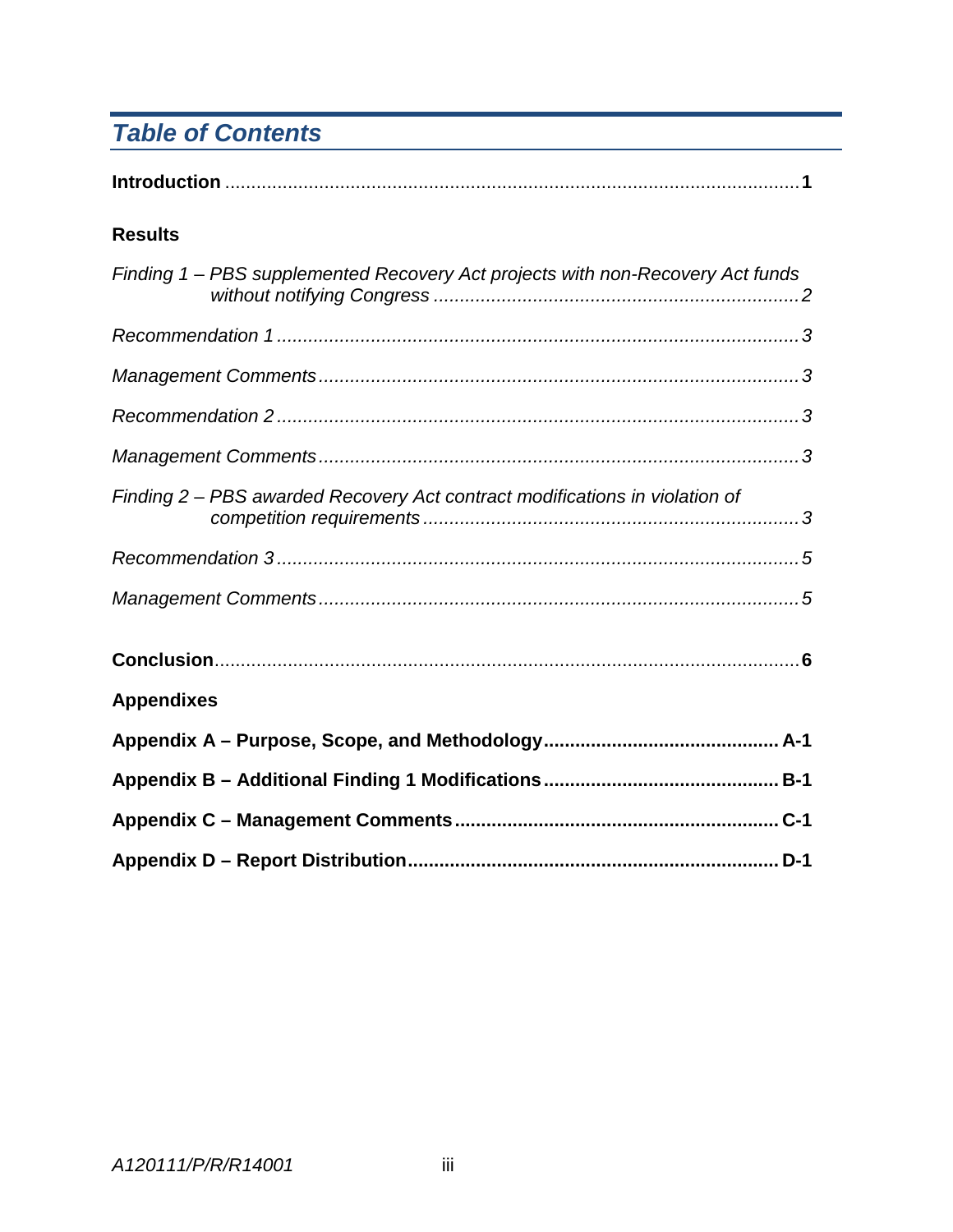## *Table of Contents*

**Introduction** .................................................................................................... **1**

**Results**

*Finding 1 – PBS supplemented Recovery Act projects with non-Recovery Act funds without notifying Congress* ...................................................................... *2*

*Recommendation 1* .................................................................................................. *3*

*Management Comments* .......................................................................................... *3*

*Recommendation 2* .................................................................................................. *3*

*Management Comments* .......................................................................................... *3*

*Finding 2 – PBS awarded Recovery Act contract modifications in violation of competition requirements* ....................................................................... *3*

*Recommendation 3* .................................................................................................. *5*

*Management Comments* .......................................................................................... *5*

**Conclusion** ...................................................................................................... **6**

**Appendixes**

**Appendix A – Purpose, Scope, and Methodology** ............................................ **A-1**

**Appendix B – Additional Finding 1 Modifications** ............................................ **B-1**

**Appendix C – Management Comments** ............................................................. **C-1**

**Appendix D – Report Distribution** ...................................................................... **D-1**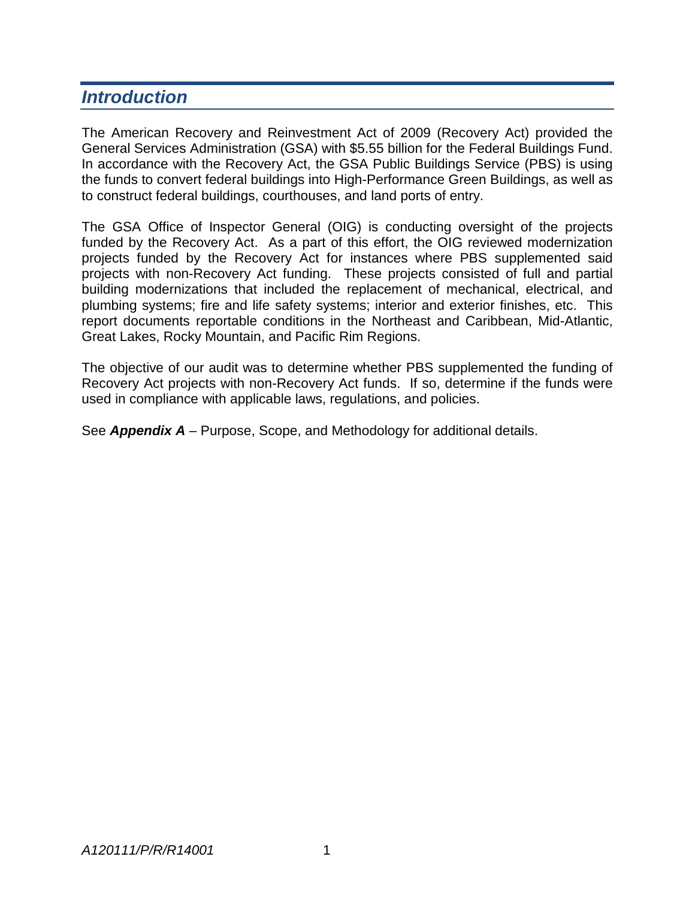## *Introduction*

The American Recovery and Reinvestment Act of 2009 (Recovery Act) provided the General Services Administration (GSA) with $5.55 billion for the Federal Buildings Fund. In accordance with the Recovery Act, the GSA Public Buildings Service (PBS) is using the funds to convert federal buildings into High-Performance Green Buildings, as well as to construct federal buildings, courthouses, and land ports of entry.

The GSA Office of Inspector General (OIG) is conducting oversight of the projects funded by the Recovery Act. As a part of this effort, the OIG reviewed modernization projects funded by the Recovery Act for instances where PBS supplemented said projects with non-Recovery Act funding. These projects consisted of full and partial building modernizations that included the replacement of mechanical, electrical, and plumbing systems; fire and life safety systems; interior and exterior finishes, etc. This report documents reportable conditions in the Northeast and Caribbean, Mid-Atlantic, Great Lakes, Rocky Mountain, and Pacific Rim Regions.

The objective of our audit was to determine whether PBS supplemented the funding of Recovery Act projects with non-Recovery Act funds. If so, determine if the funds were used in compliance with applicable laws, regulations, and policies.

See ***Appendix A*** – Purpose, Scope, and Methodology for additional details.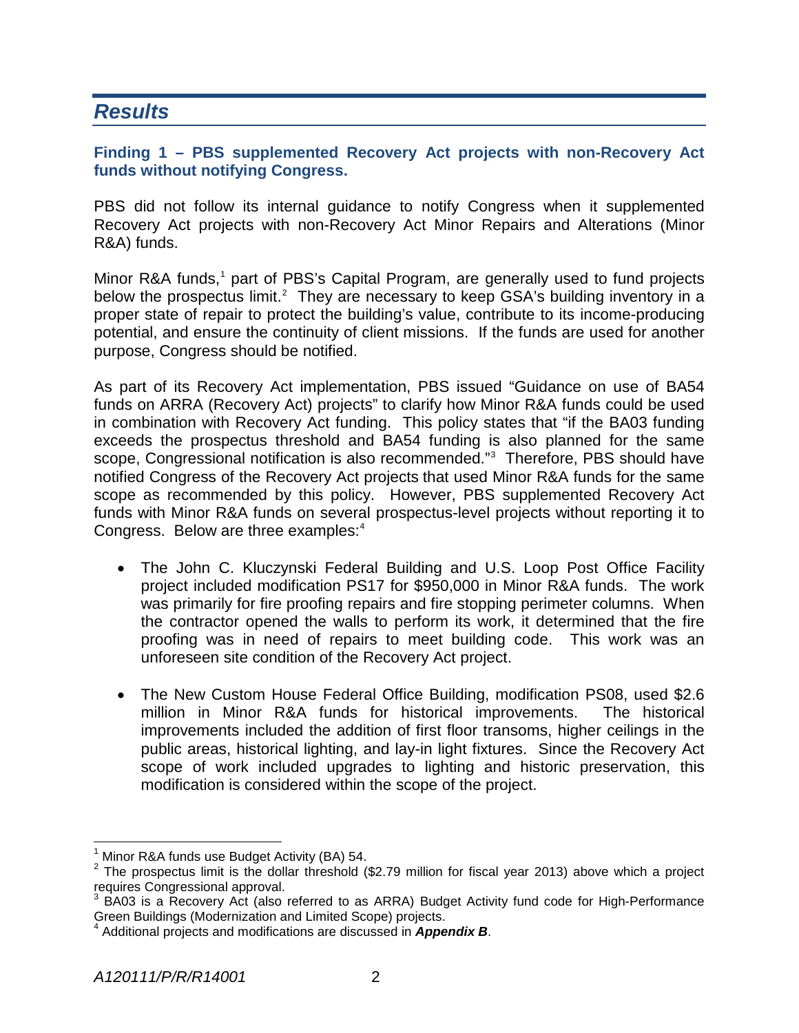## Results

### Finding 1 – PBS supplemented Recovery Act projects with non-Recovery Act funds without notifying Congress.

PBS did not follow its internal guidance to notify Congress when it supplemented Recovery Act projects with non-Recovery Act Minor Repairs and Alterations (Minor R&A) funds.

Minor R&A funds,[1] part of PBS's Capital Program, are generally used to fund projects below the prospectus limit.[2] They are necessary to keep GSA's building inventory in a proper state of repair to protect the building's value, contribute to its income-producing potential, and ensure the continuity of client missions. If the funds are used for another purpose, Congress should be notified.

As part of its Recovery Act implementation, PBS issued "Guidance on use of BA54 funds on ARRA (Recovery Act) projects" to clarify how Minor R&A funds could be used in combination with Recovery Act funding. This policy states that "if the BA03 funding exceeds the prospectus threshold and BA54 funding is also planned for the same scope, Congressional notification is also recommended."[3] Therefore, PBS should have notified Congress of the Recovery Act projects that used Minor R&A funds for the same scope as recommended by this policy. However, PBS supplemented Recovery Act funds with Minor R&A funds on several prospectus-level projects without reporting it to Congress. Below are three examples:[4]

- The John C. Kluczynski Federal Building and U.S. Loop Post Office Facility project included modification PS17 for $950,000 in Minor R&A funds. The work was primarily for fire proofing repairs and fire stopping perimeter columns. When the contractor opened the walls to perform its work, it determined that the fire proofing was in need of repairs to meet building code. This work was an unforeseen site condition of the Recovery Act project.

- The New Custom House Federal Office Building, modification PS08, used $2.6 million in Minor R&A funds for historical improvements. The historical improvements included the addition of first floor transoms, higher ceilings in the public areas, historical lighting, and lay-in light fixtures. Since the Recovery Act scope of work included upgrades to lighting and historic preservation, this modification is considered within the scope of the project.

---

[1] Minor R&A funds use Budget Activity (BA) 54.

[2] The prospectus limit is the dollar threshold ($2.79 million for fiscal year 2013) above which a project requires Congressional approval.

[3] BA03 is a Recovery Act (also referred to as ARRA) Budget Activity fund code for High-Performance Green Buildings (Modernization and Limited Scope) projects.

[4] Additional projects and modifications are discussed in ***Appendix B***.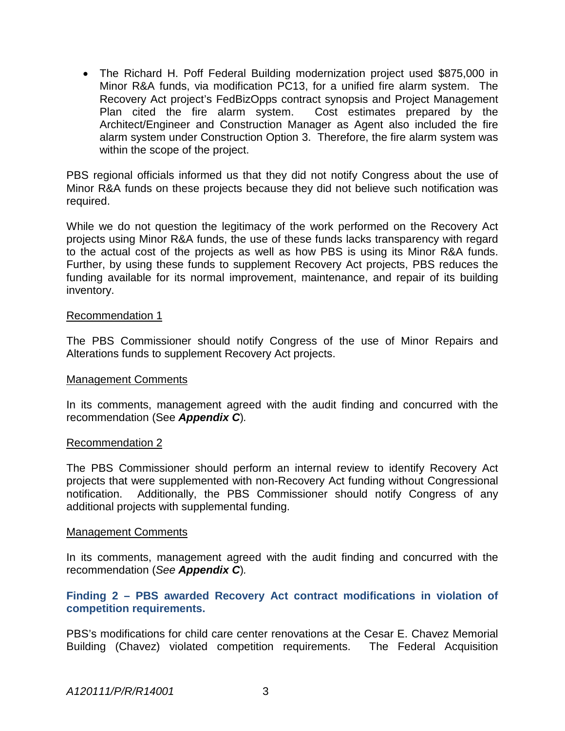- The Richard H. Poff Federal Building modernization project used $875,000 in Minor R&A funds, via modification PC13, for a unified fire alarm system. The Recovery Act project's FedBizOpps contract synopsis and Project Management Plan cited the fire alarm system. Cost estimates prepared by the Architect/Engineer and Construction Manager as Agent also included the fire alarm system under Construction Option 3. Therefore, the fire alarm system was within the scope of the project.

PBS regional officials informed us that they did not notify Congress about the use of Minor R&A funds on these projects because they did not believe such notification was required.

While we do not question the legitimacy of the work performed on the Recovery Act projects using Minor R&A funds, the use of these funds lacks transparency with regard to the actual cost of the projects as well as how PBS is using its Minor R&A funds. Further, by using these funds to supplement Recovery Act projects, PBS reduces the funding available for its normal improvement, maintenance, and repair of its building inventory.

Recommendation 1

The PBS Commissioner should notify Congress of the use of Minor Repairs and Alterations funds to supplement Recovery Act projects.

Management Comments

In its comments, management agreed with the audit finding and concurred with the recommendation (See ***Appendix C***).

Recommendation 2

The PBS Commissioner should perform an internal review to identify Recovery Act projects that were supplemented with non-Recovery Act funding without Congressional notification. Additionally, the PBS Commissioner should notify Congress of any additional projects with supplemental funding.

Management Comments

In its comments, management agreed with the audit finding and concurred with the recommendation (*See* ***Appendix C***).

### Finding 2 – PBS awarded Recovery Act contract modifications in violation of competition requirements.

PBS's modifications for child care center renovations at the Cesar E. Chavez Memorial Building (Chavez) violated competition requirements. The Federal Acquisition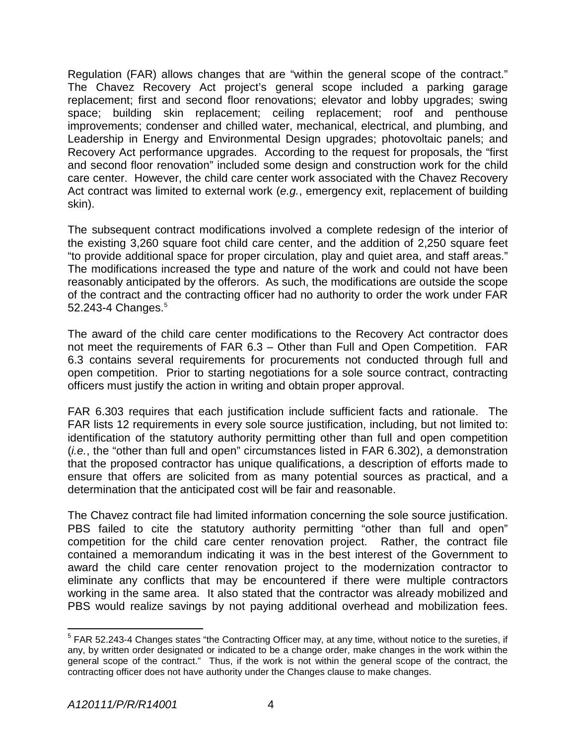Regulation (FAR) allows changes that are "within the general scope of the contract." The Chavez Recovery Act project's general scope included a parking garage replacement; first and second floor renovations; elevator and lobby upgrades; swing space; building skin replacement; ceiling replacement; roof and penthouse improvements; condenser and chilled water, mechanical, electrical, and plumbing, and Leadership in Energy and Environmental Design upgrades; photovoltaic panels; and Recovery Act performance upgrades. According to the request for proposals, the "first and second floor renovation" included some design and construction work for the child care center. However, the child care center work associated with the Chavez Recovery Act contract was limited to external work (*e.g.*, emergency exit, replacement of building skin).

The subsequent contract modifications involved a complete redesign of the interior of the existing 3,260 square foot child care center, and the addition of 2,250 square feet "to provide additional space for proper circulation, play and quiet area, and staff areas." The modifications increased the type and nature of the work and could not have been reasonably anticipated by the offerors. As such, the modifications are outside the scope of the contract and the contracting officer had no authority to order the work under FAR 52.243-4 Changes.[5]

The award of the child care center modifications to the Recovery Act contractor does not meet the requirements of FAR 6.3 – Other than Full and Open Competition. FAR 6.3 contains several requirements for procurements not conducted through full and open competition. Prior to starting negotiations for a sole source contract, contracting officers must justify the action in writing and obtain proper approval.

FAR 6.303 requires that each justification include sufficient facts and rationale. The FAR lists 12 requirements in every sole source justification, including, but not limited to: identification of the statutory authority permitting other than full and open competition (*i.e.*, the "other than full and open" circumstances listed in FAR 6.302), a demonstration that the proposed contractor has unique qualifications, a description of efforts made to ensure that offers are solicited from as many potential sources as practical, and a determination that the anticipated cost will be fair and reasonable.

The Chavez contract file had limited information concerning the sole source justification. PBS failed to cite the statutory authority permitting "other than full and open" competition for the child care center renovation project. Rather, the contract file contained a memorandum indicating it was in the best interest of the Government to award the child care center renovation project to the modernization contractor to eliminate any conflicts that may be encountered if there were multiple contractors working in the same area. It also stated that the contractor was already mobilized and PBS would realize savings by not paying additional overhead and mobilization fees.

[5] FAR 52.243-4 Changes states "the Contracting Officer may, at any time, without notice to the sureties, if any, by written order designated or indicated to be a change order, make changes in the work within the general scope of the contract." Thus, if the work is not within the general scope of the contract, the contracting officer does not have authority under the Changes clause to make changes.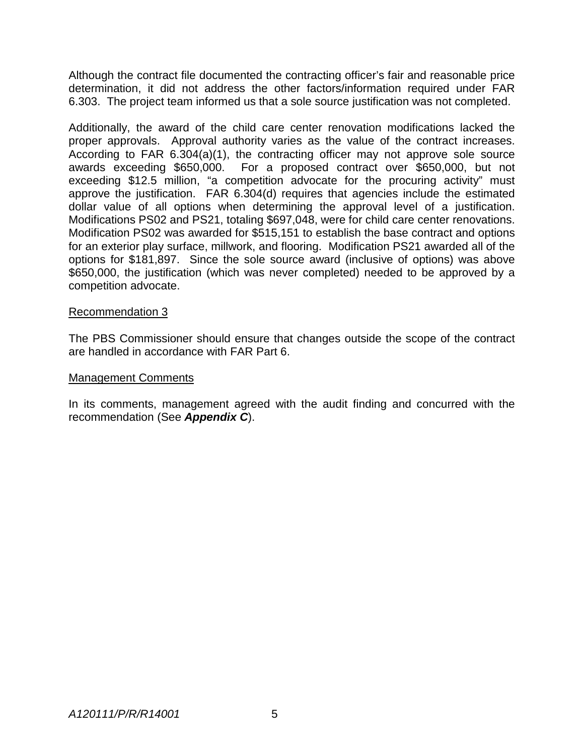Although the contract file documented the contracting officer's fair and reasonable price determination, it did not address the other factors/information required under FAR 6.303. The project team informed us that a sole source justification was not completed.

Additionally, the award of the child care center renovation modifications lacked the proper approvals. Approval authority varies as the value of the contract increases. According to FAR 6.304(a)(1), the contracting officer may not approve sole source awards exceeding $650,000. For a proposed contract over $650,000, but not exceeding $12.5 million, "a competition advocate for the procuring activity" must approve the justification. FAR 6.304(d) requires that agencies include the estimated dollar value of all options when determining the approval level of a justification. Modifications PS02 and PS21, totaling $697,048, were for child care center renovations. Modification PS02 was awarded for $515,151 to establish the base contract and options for an exterior play surface, millwork, and flooring. Modification PS21 awarded all of the options for $181,897. Since the sole source award (inclusive of options) was above $650,000, the justification (which was never completed) needed to be approved by a competition advocate.

<u>Recommendation 3</u>

The PBS Commissioner should ensure that changes outside the scope of the contract are handled in accordance with FAR Part 6.

<u>Management Comments</u>

In its comments, management agreed with the audit finding and concurred with the recommendation (See ***Appendix C***).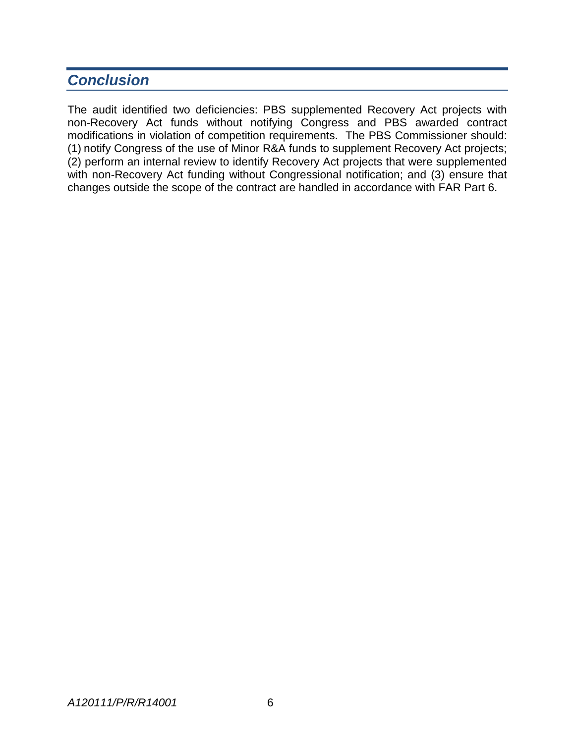## *Conclusion*

The audit identified two deficiencies: PBS supplemented Recovery Act projects with non-Recovery Act funds without notifying Congress and PBS awarded contract modifications in violation of competition requirements. The PBS Commissioner should: (1) notify Congress of the use of Minor R&A funds to supplement Recovery Act projects; (2) perform an internal review to identify Recovery Act projects that were supplemented with non-Recovery Act funding without Congressional notification; and (3) ensure that changes outside the scope of the contract are handled in accordance with FAR Part 6.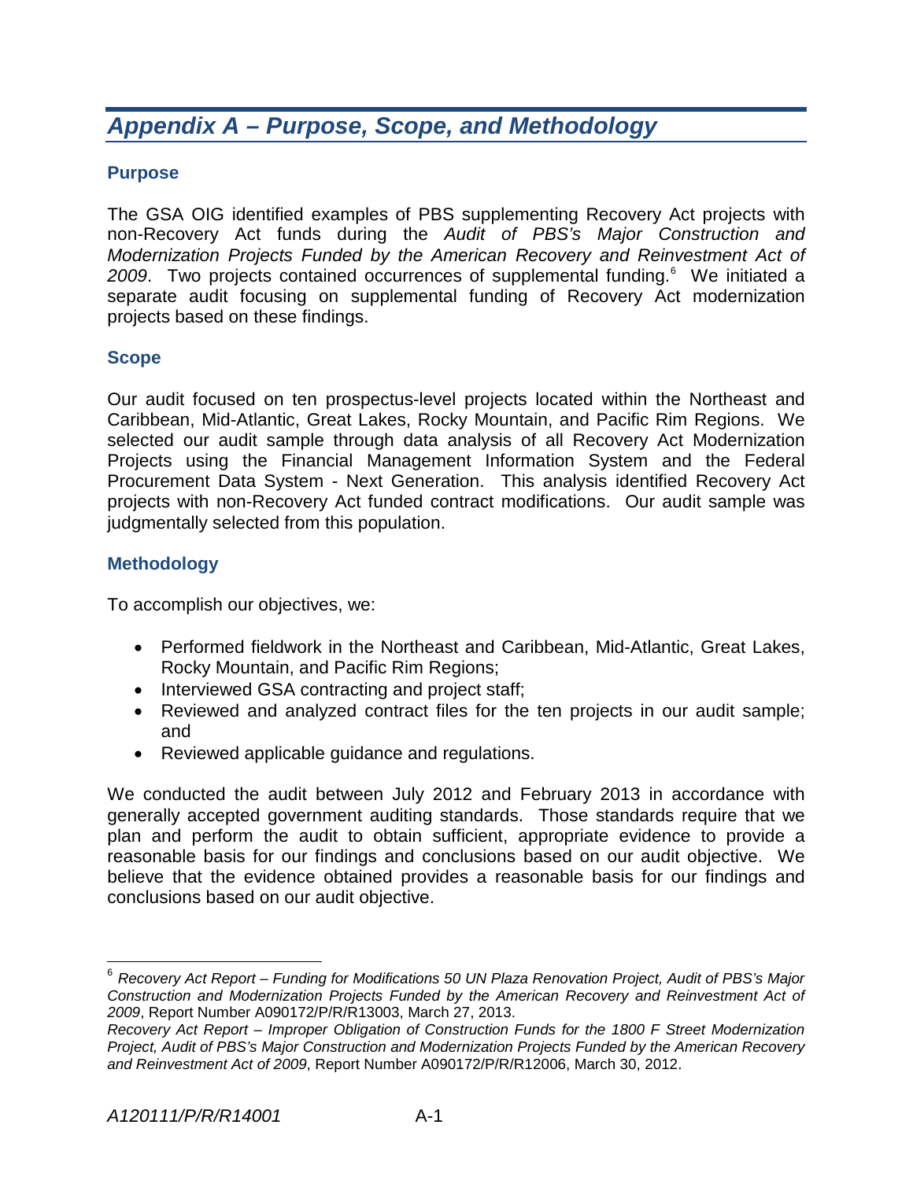# *Appendix A – Purpose, Scope, and Methodology*

### Purpose

The GSA OIG identified examples of PBS supplementing Recovery Act projects with non-Recovery Act funds during the *Audit of PBS's Major Construction and Modernization Projects Funded by the American Recovery and Reinvestment Act of 2009*. Two projects contained occurrences of supplemental funding.[6] We initiated a separate audit focusing on supplemental funding of Recovery Act modernization projects based on these findings.

### Scope

Our audit focused on ten prospectus-level projects located within the Northeast and Caribbean, Mid-Atlantic, Great Lakes, Rocky Mountain, and Pacific Rim Regions. We selected our audit sample through data analysis of all Recovery Act Modernization Projects using the Financial Management Information System and the Federal Procurement Data System - Next Generation. This analysis identified Recovery Act projects with non-Recovery Act funded contract modifications. Our audit sample was judgmentally selected from this population.

### Methodology

To accomplish our objectives, we:

- Performed fieldwork in the Northeast and Caribbean, Mid-Atlantic, Great Lakes, Rocky Mountain, and Pacific Rim Regions;
- Interviewed GSA contracting and project staff;
- Reviewed and analyzed contract files for the ten projects in our audit sample; and
- Reviewed applicable guidance and regulations.

We conducted the audit between July 2012 and February 2013 in accordance with generally accepted government auditing standards. Those standards require that we plan and perform the audit to obtain sufficient, appropriate evidence to provide a reasonable basis for our findings and conclusions based on our audit objective. We believe that the evidence obtained provides a reasonable basis for our findings and conclusions based on our audit objective.

---

[6] *Recovery Act Report – Funding for Modifications 50 UN Plaza Renovation Project, Audit of PBS's Major Construction and Modernization Projects Funded by the American Recovery and Reinvestment Act of 2009*, Report Number A090172/P/R/R13003, March 27, 2013.
*Recovery Act Report – Improper Obligation of Construction Funds for the 1800 F Street Modernization Project, Audit of PBS's Major Construction and Modernization Projects Funded by the American Recovery and Reinvestment Act of 2009*, Report Number A090172/P/R/R12006, March 30, 2012.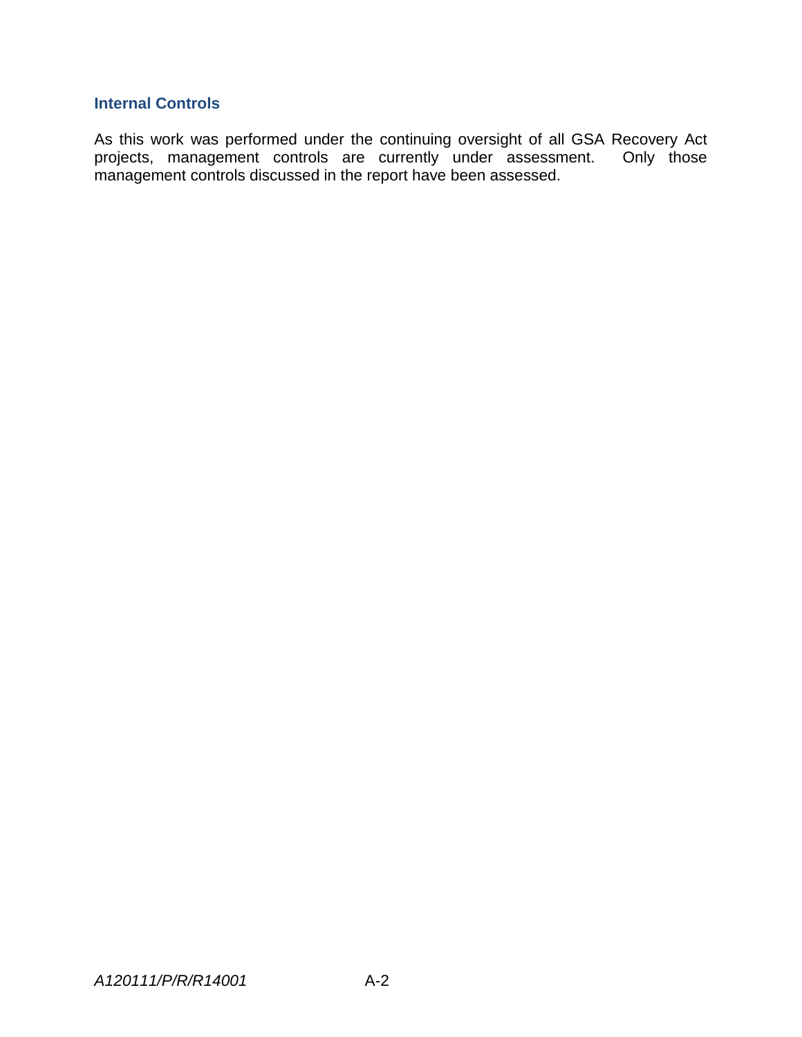### Internal Controls

As this work was performed under the continuing oversight of all GSA Recovery Act projects, management controls are currently under assessment. Only those management controls discussed in the report have been assessed.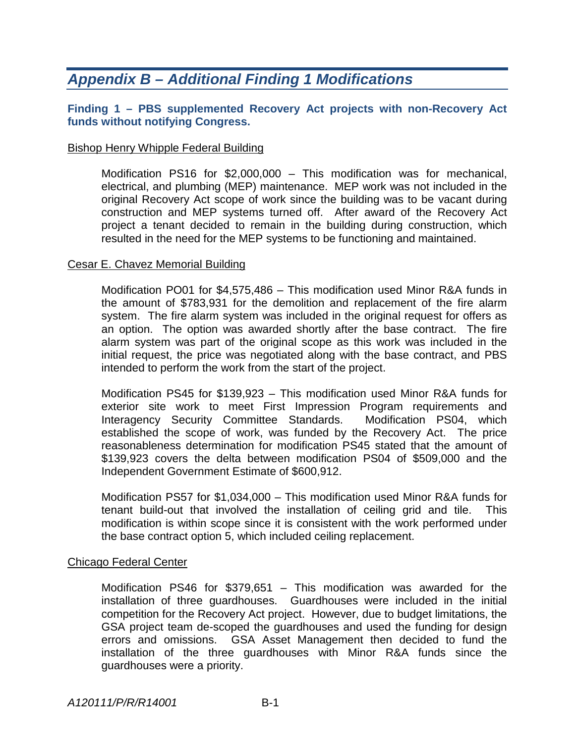# *Appendix B – Additional Finding 1 Modifications*

**Finding 1 – PBS supplemented Recovery Act projects with non-Recovery Act funds without notifying Congress.**

Bishop Henry Whipple Federal Building

> Modification PS16 for $2,000,000 – This modification was for mechanical, electrical, and plumbing (MEP) maintenance. MEP work was not included in the original Recovery Act scope of work since the building was to be vacant during construction and MEP systems turned off. After award of the Recovery Act project a tenant decided to remain in the building during construction, which resulted in the need for the MEP systems to be functioning and maintained.

Cesar E. Chavez Memorial Building

> Modification PO01 for $4,575,486 – This modification used Minor R&A funds in the amount of $783,931 for the demolition and replacement of the fire alarm system. The fire alarm system was included in the original request for offers as an option. The option was awarded shortly after the base contract. The fire alarm system was part of the original scope as this work was included in the initial request, the price was negotiated along with the base contract, and PBS intended to perform the work from the start of the project.
>
> Modification PS45 for $139,923 – This modification used Minor R&A funds for exterior site work to meet First Impression Program requirements and Interagency Security Committee Standards. Modification PS04, which established the scope of work, was funded by the Recovery Act. The price reasonableness determination for modification PS45 stated that the amount of $139,923 covers the delta between modification PS04 of $509,000 and the Independent Government Estimate of $600,912.
>
> Modification PS57 for $1,034,000 – This modification used Minor R&A funds for tenant build-out that involved the installation of ceiling grid and tile. This modification is within scope since it is consistent with the work performed under the base contract option 5, which included ceiling replacement.

Chicago Federal Center

> Modification PS46 for $379,651 – This modification was awarded for the installation of three guardhouses. Guardhouses were included in the initial competition for the Recovery Act project. However, due to budget limitations, the GSA project team de-scoped the guardhouses and used the funding for design errors and omissions. GSA Asset Management then decided to fund the installation of the three guardhouses with Minor R&A funds since the guardhouses were a priority.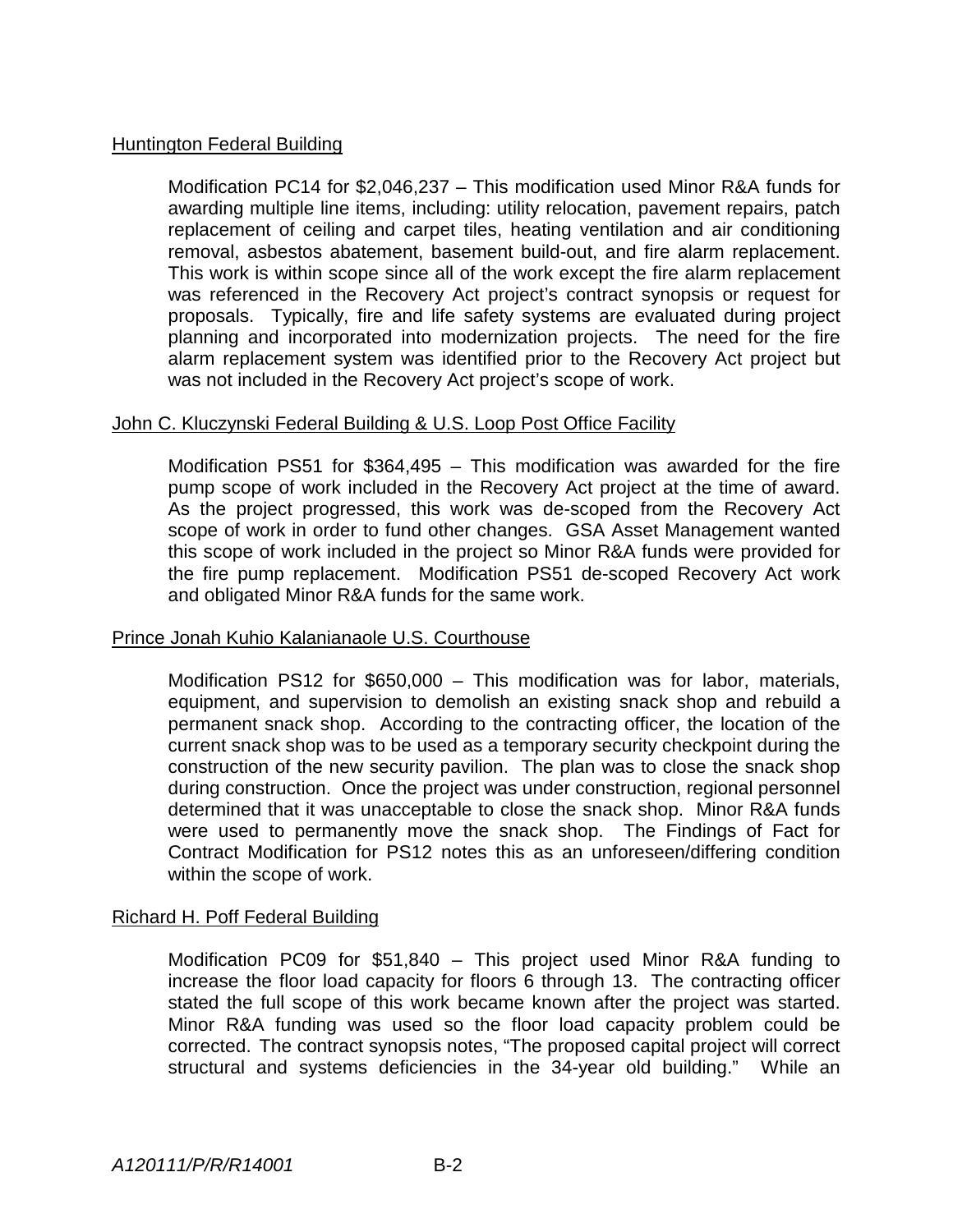Huntington Federal Building

Modification PC14 for $2,046,237 – This modification used Minor R&A funds for awarding multiple line items, including: utility relocation, pavement repairs, patch replacement of ceiling and carpet tiles, heating ventilation and air conditioning removal, asbestos abatement, basement build-out, and fire alarm replacement. This work is within scope since all of the work except the fire alarm replacement was referenced in the Recovery Act project's contract synopsis or request for proposals. Typically, fire and life safety systems are evaluated during project planning and incorporated into modernization projects. The need for the fire alarm replacement system was identified prior to the Recovery Act project but was not included in the Recovery Act project's scope of work.

John C. Kluczynski Federal Building & U.S. Loop Post Office Facility

Modification PS51 for $364,495 – This modification was awarded for the fire pump scope of work included in the Recovery Act project at the time of award. As the project progressed, this work was de-scoped from the Recovery Act scope of work in order to fund other changes. GSA Asset Management wanted this scope of work included in the project so Minor R&A funds were provided for the fire pump replacement. Modification PS51 de-scoped Recovery Act work and obligated Minor R&A funds for the same work.

Prince Jonah Kuhio Kalanianaole U.S. Courthouse

Modification PS12 for $650,000 – This modification was for labor, materials, equipment, and supervision to demolish an existing snack shop and rebuild a permanent snack shop. According to the contracting officer, the location of the current snack shop was to be used as a temporary security checkpoint during the construction of the new security pavilion. The plan was to close the snack shop during construction. Once the project was under construction, regional personnel determined that it was unacceptable to close the snack shop. Minor R&A funds were used to permanently move the snack shop. The Findings of Fact for Contract Modification for PS12 notes this as an unforeseen/differing condition within the scope of work.

Richard H. Poff Federal Building

Modification PC09 for $51,840 – This project used Minor R&A funding to increase the floor load capacity for floors 6 through 13. The contracting officer stated the full scope of this work became known after the project was started. Minor R&A funding was used so the floor load capacity problem could be corrected. The contract synopsis notes, "The proposed capital project will correct structural and systems deficiencies in the 34-year old building." While an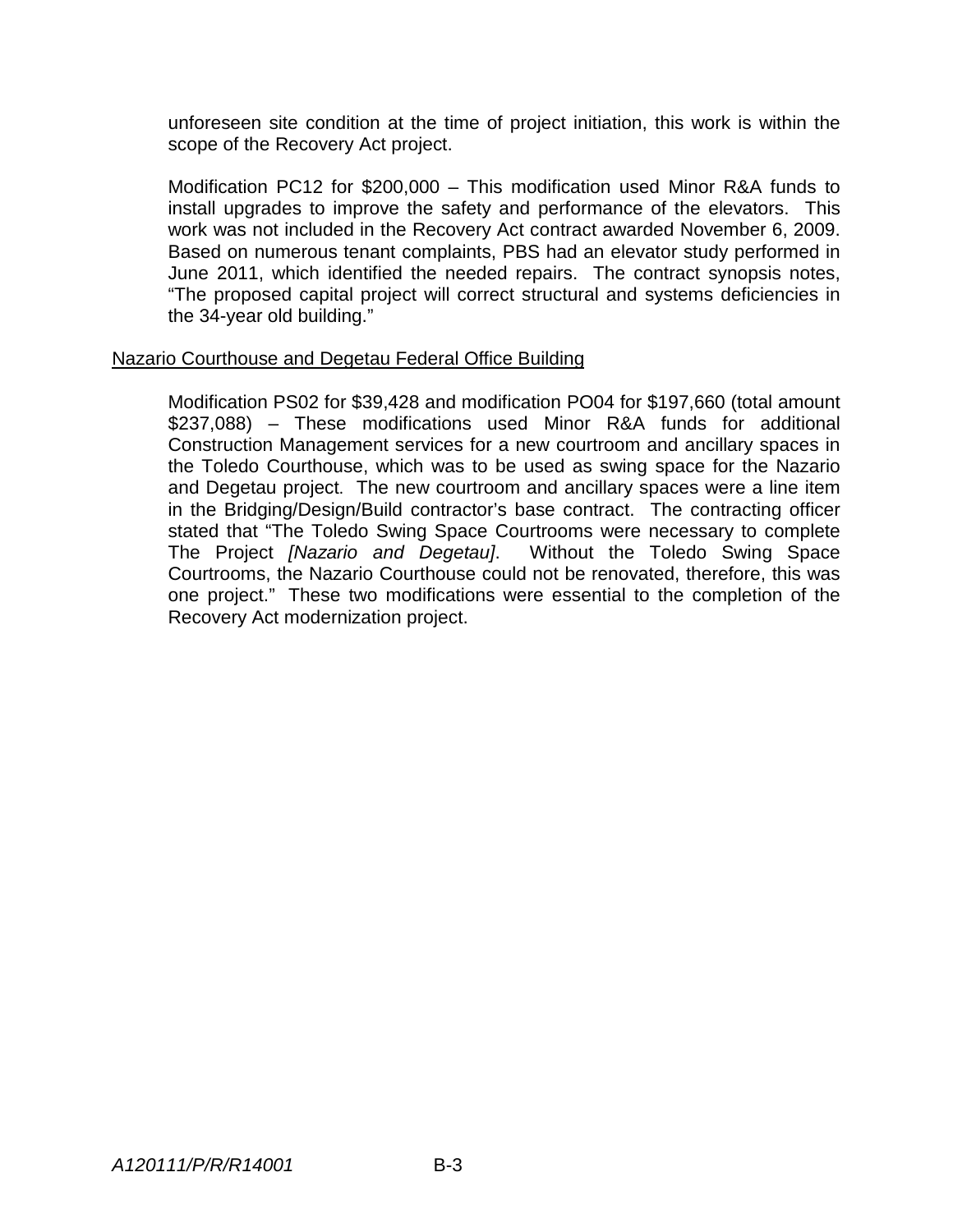unforeseen site condition at the time of project initiation, this work is within the scope of the Recovery Act project.

Modification PC12 for $200,000 – This modification used Minor R&A funds to install upgrades to improve the safety and performance of the elevators. This work was not included in the Recovery Act contract awarded November 6, 2009. Based on numerous tenant complaints, PBS had an elevator study performed in June 2011, which identified the needed repairs. The contract synopsis notes, "The proposed capital project will correct structural and systems deficiencies in the 34-year old building."

<u>Nazario Courthouse and Degetau Federal Office Building</u>

Modification PS02 for $39,428 and modification PO04 for $197,660 (total amount $237,088) – These modifications used Minor R&A funds for additional Construction Management services for a new courtroom and ancillary spaces in the Toledo Courthouse, which was to be used as swing space for the Nazario and Degetau project. The new courtroom and ancillary spaces were a line item in the Bridging/Design/Build contractor's base contract. The contracting officer stated that "The Toledo Swing Space Courtrooms were necessary to complete The Project *[Nazario and Degetau]*. Without the Toledo Swing Space Courtrooms, the Nazario Courthouse could not be renovated, therefore, this was one project." These two modifications were essential to the completion of the Recovery Act modernization project.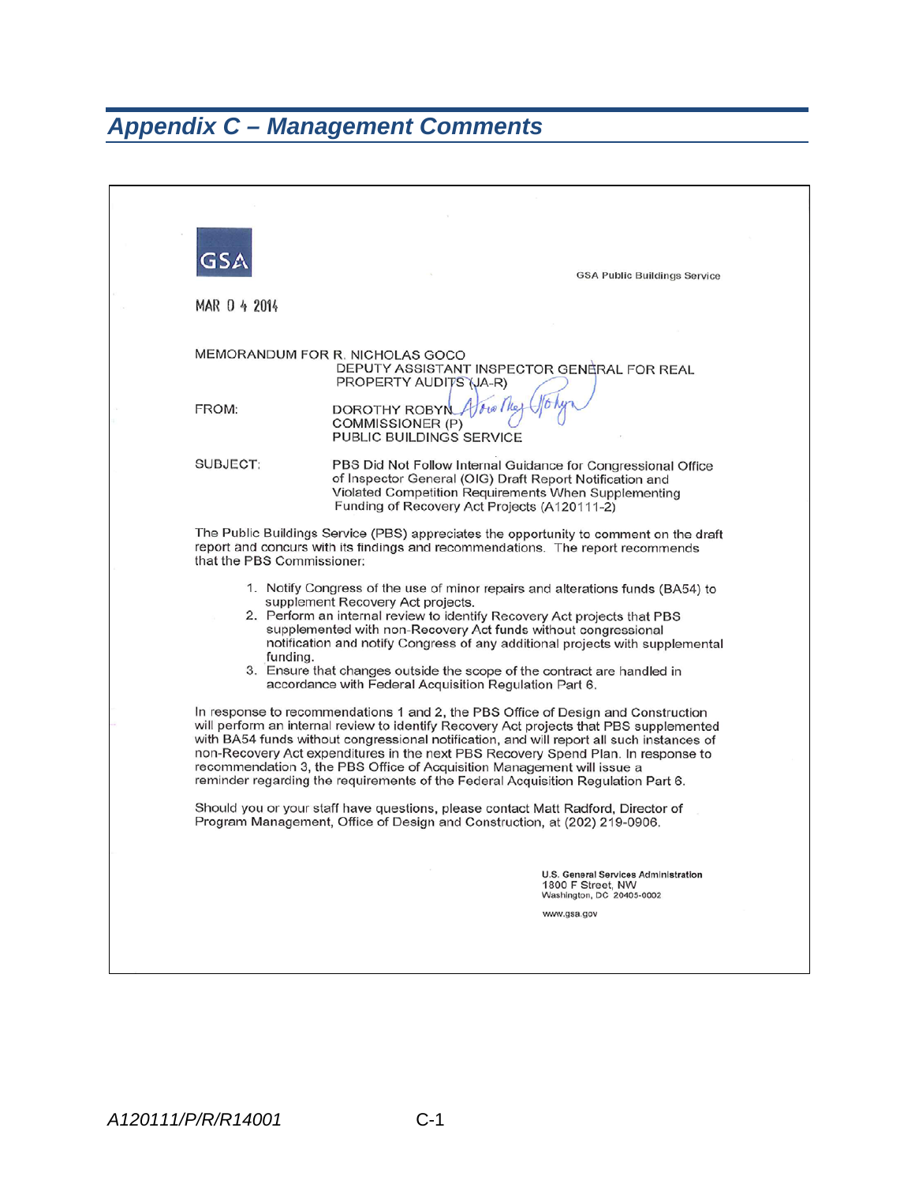## Appendix C – Management Comments

GSA

GSA Public Buildings Service

MAR 0 4 2014

MEMORANDUM FOR R. NICHOLAS GOCO
DEPUTY ASSISTANT INSPECTOR GENERAL FOR REAL PROPERTY AUDITS (JA-R)

FROM: DOROTHY ROBYN
COMMISSIONER (P)
PUBLIC BUILDINGS SERVICE

SUBJECT: PBS Did Not Follow Internal Guidance for Congressional Office of Inspector General (OIG) Draft Report Notification and Violated Competition Requirements When Supplementing Funding of Recovery Act Projects (A120111-2)

The Public Buildings Service (PBS) appreciates the opportunity to comment on the draft report and concurs with its findings and recommendations. The report recommends that the PBS Commissioner:

1. Notify Congress of the use of minor repairs and alterations funds (BA54) to supplement Recovery Act projects.
2. Perform an internal review to identify Recovery Act projects that PBS supplemented with non-Recovery Act funds without congressional notification and notify Congress of any additional projects with supplemental funding.
3. Ensure that changes outside the scope of the contract are handled in accordance with Federal Acquisition Regulation Part 6.

In response to recommendations 1 and 2, the PBS Office of Design and Construction will perform an internal review to identify Recovery Act projects that PBS supplemented with BA54 funds without congressional notification, and will report all such instances of non-Recovery Act expenditures in the next PBS Recovery Spend Plan. In response to recommendation 3, the PBS Office of Acquisition Management will issue a reminder regarding the requirements of the Federal Acquisition Regulation Part 6.

Should you or your staff have questions, please contact Matt Radford, Director of Program Management, Office of Design and Construction, at (202) 219-0906.

U.S. General Services Administration
1800 F Street, NW
Washington, DC 20405-0002

www.gsa.gov

A120111/P/R/R14001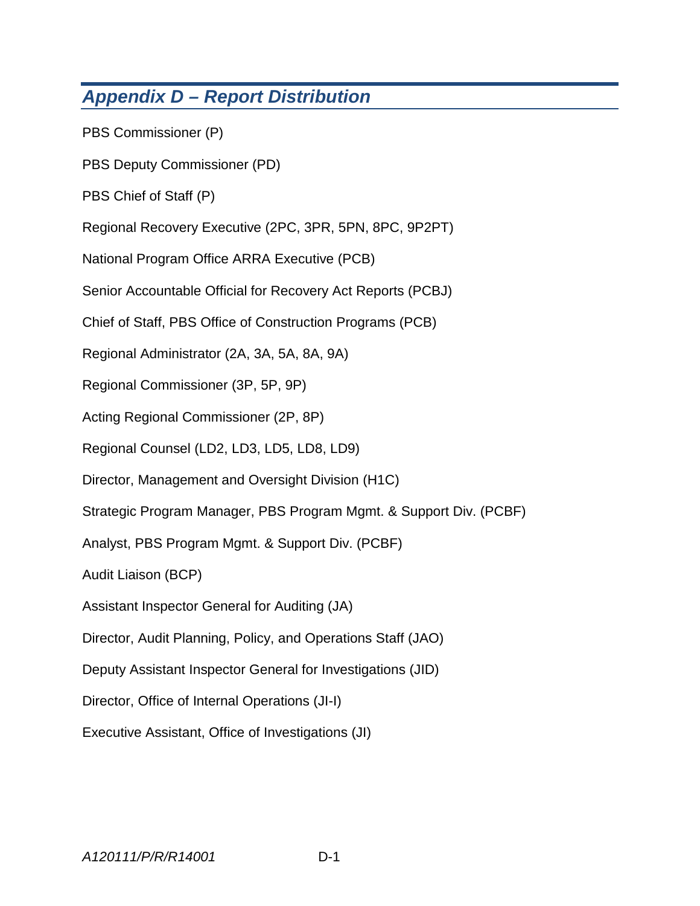## *Appendix D – Report Distribution*

PBS Commissioner (P)

PBS Deputy Commissioner (PD)

PBS Chief of Staff (P)

Regional Recovery Executive (2PC, 3PR, 5PN, 8PC, 9P2PT)

National Program Office ARRA Executive (PCB)

Senior Accountable Official for Recovery Act Reports (PCBJ)

Chief of Staff, PBS Office of Construction Programs (PCB)

Regional Administrator (2A, 3A, 5A, 8A, 9A)

Regional Commissioner (3P, 5P, 9P)

Acting Regional Commissioner (2P, 8P)

Regional Counsel (LD2, LD3, LD5, LD8, LD9)

Director, Management and Oversight Division (H1C)

Strategic Program Manager, PBS Program Mgmt. & Support Div. (PCBF)

Analyst, PBS Program Mgmt. & Support Div. (PCBF)

Audit Liaison (BCP)

Assistant Inspector General for Auditing (JA)

Director, Audit Planning, Policy, and Operations Staff (JAO)

Deputy Assistant Inspector General for Investigations (JID)

Director, Office of Internal Operations (JI-I)

Executive Assistant, Office of Investigations (JI)